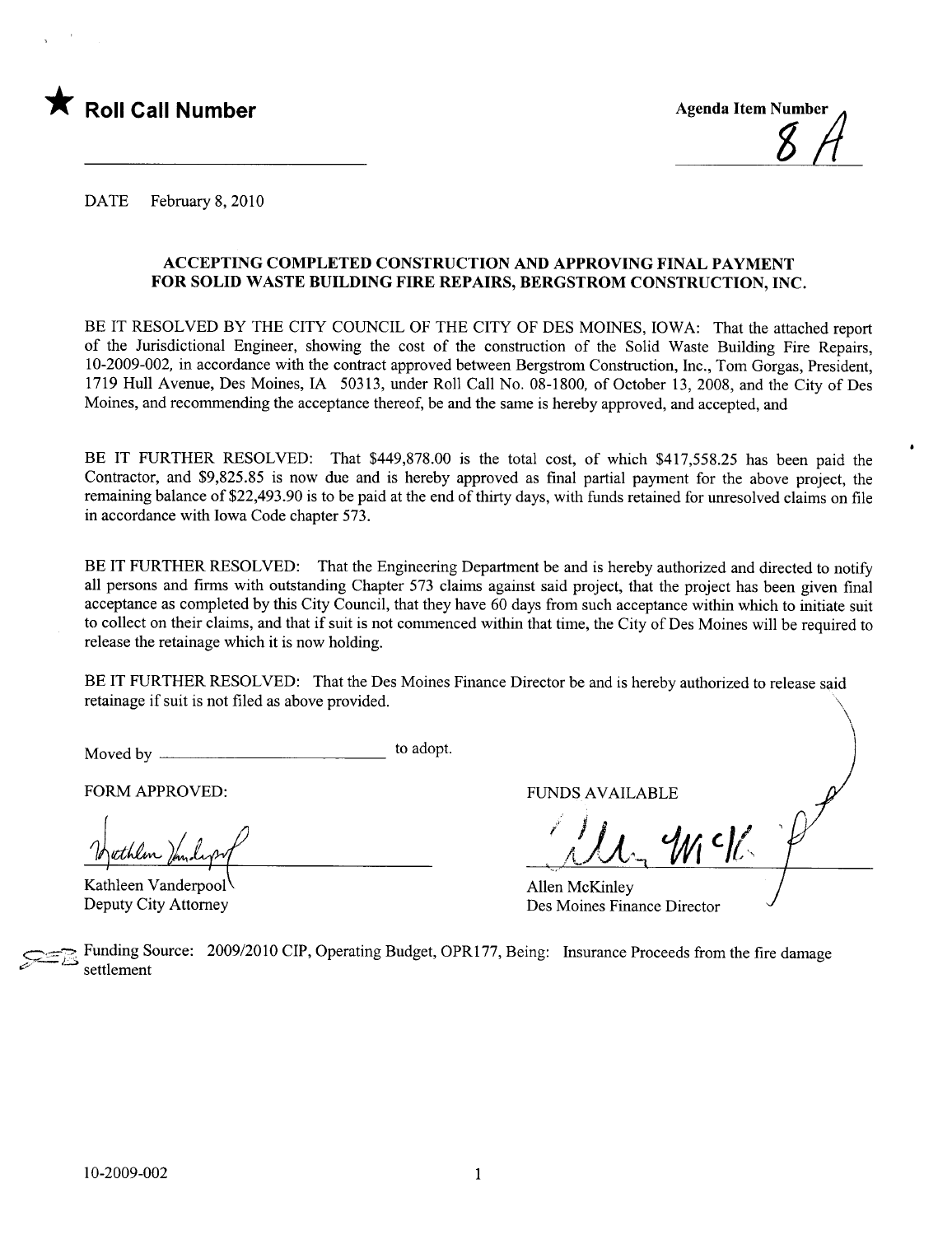★ **Roll Call Number**

Agenda Item Number 8A

DATE February 8, 2010

### ACCEPTING COMPLETED CONSTRUCTION AND APPROVING FINAL PAYMENT FOR SOLID WASTE BUILDING FIRE REPAIRS, BERGSTROM CONSTRUCTION, INC.

BE IT RESOLVED BY THE CITY COUNCIL OF THE CITY OF DES MOINES, IOWA: That the attached report of the Jurisdictional Engineer, showing the cost of the construction of the Solid Waste Building Fire Repairs, 10-2009-002, in accordance with the contract approved between Bergstrom Construction, Inc., Tom Gorgas, President, 1719 Hull Avenue, Des Moines, IA 50313, under Roll Call No. 08-1800, of October 13, 2008, and the City of Des Moines, and recommending the acceptance thereof, be and the same is hereby approved, and accepted, and

BE IT FURTHER RESOLVED: That $449,878.00 is the total cost, of which $417,558.25 has been paid the Contractor, and $9,825.85 is now due and is hereby approved as final partial payment for the above project, the remaining balance of $22,493.90 is to be paid at the end of thirty days, with funds retained for unresolved claims on file in accordance with Iowa Code chapter 573.

BE IT FURTHER RESOLVED: That the Engineering Department be and is hereby authorized and directed to notify all persons and firms with outstanding Chapter 573 claims against said project, that the project has been given final acceptance as completed by this City Council, that they have 60 days from such acceptance within which to initiate suit to collect on their claims, and that if suit is not commenced within that time, the City of Des Moines will be required to release the retainage which it is now holding.

BE IT FURTHER RESOLVED: That the Des Moines Finance Director be and is hereby authorized to release said retainage if suit is not filed as above provided.

Moved by ________________________ to adopt.

FORM APPROVED:

Kathleen Vanderpool
Deputy City Attorney

FUNDS AVAILABLE

Allen McKinley
Des Moines Finance Director

Funding Source: 2009/2010 CIP, Operating Budget, OPR177, Being: Insurance Proceeds from the fire damage settlement

10-2009-002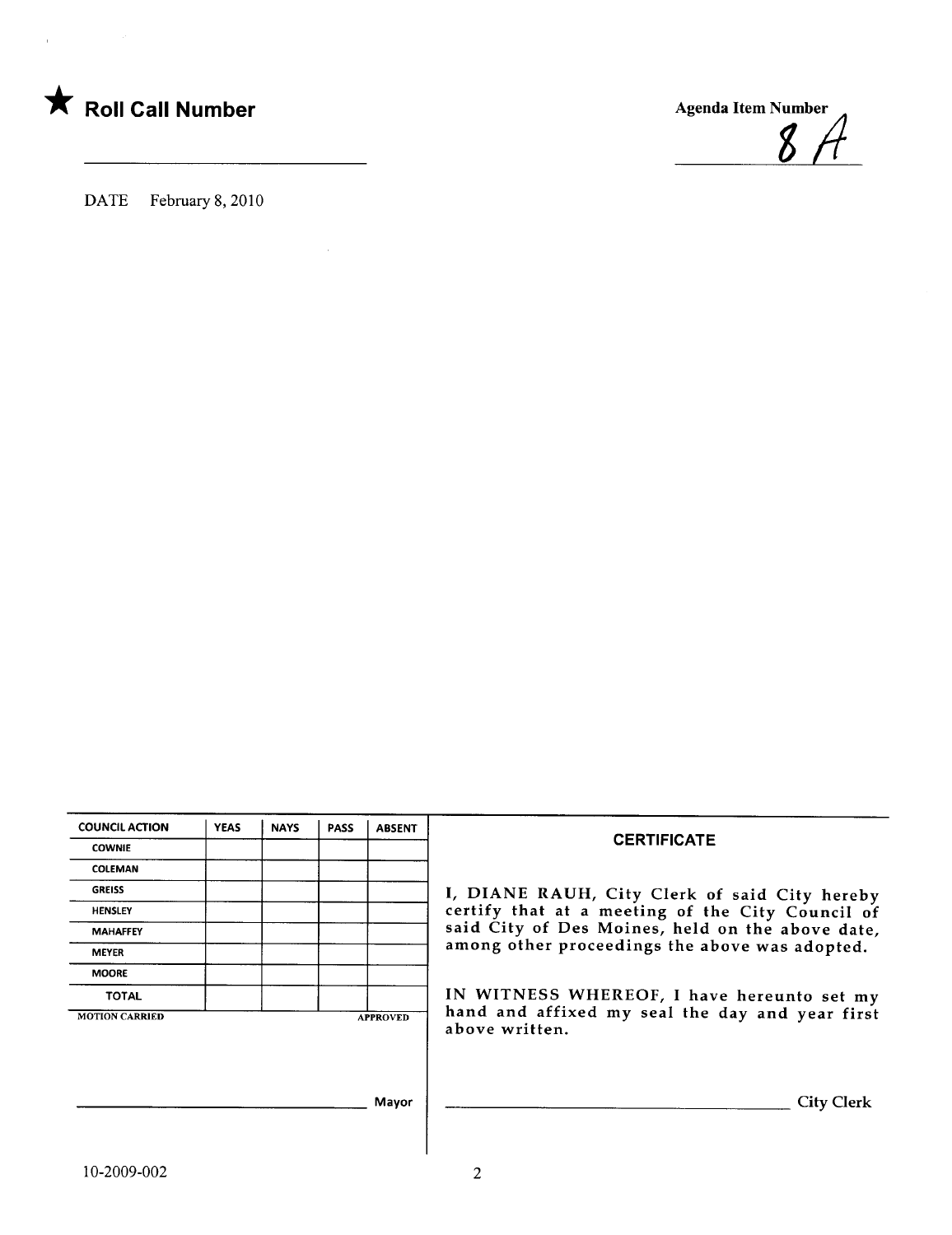★ **Roll Call Number**

\_\_\_\_\_\_\_\_\_\_\_\_\_\_\_\_\_\_\_\_\_\_\_\_\_\_\_\_

Agenda Item Number

8A

DATE February 8, 2010

| COUNCIL ACTION | YEAS | NAYS | PASS | ABSENT |
|---|---|---|---|---|
| COWNIE | | | | |
| COLEMAN | | | | |
| GREISS | | | | |
| HENSLEY | | | | |
| MAHAFFEY | | | | |
| MEYER | | | | |
| MOORE | | | | |
| TOTAL | | | | |

MOTION CARRIED APPROVED

\_\_\_\_\_\_\_\_\_\_\_\_\_\_\_\_\_\_\_\_\_\_\_\_\_\_\_\_ Mayor

**CERTIFICATE**

I, DIANE RAUH, City Clerk of said City hereby certify that at a meeting of the City Council of said City of Des Moines, held on the above date, among other proceedings the above was adopted.

IN WITNESS WHEREOF, I have hereunto set my hand and affixed my seal the day and year first above written.

\_\_\_\_\_\_\_\_\_\_\_\_\_\_\_\_\_\_\_\_\_\_\_\_\_\_\_\_ City Clerk

10-2009-002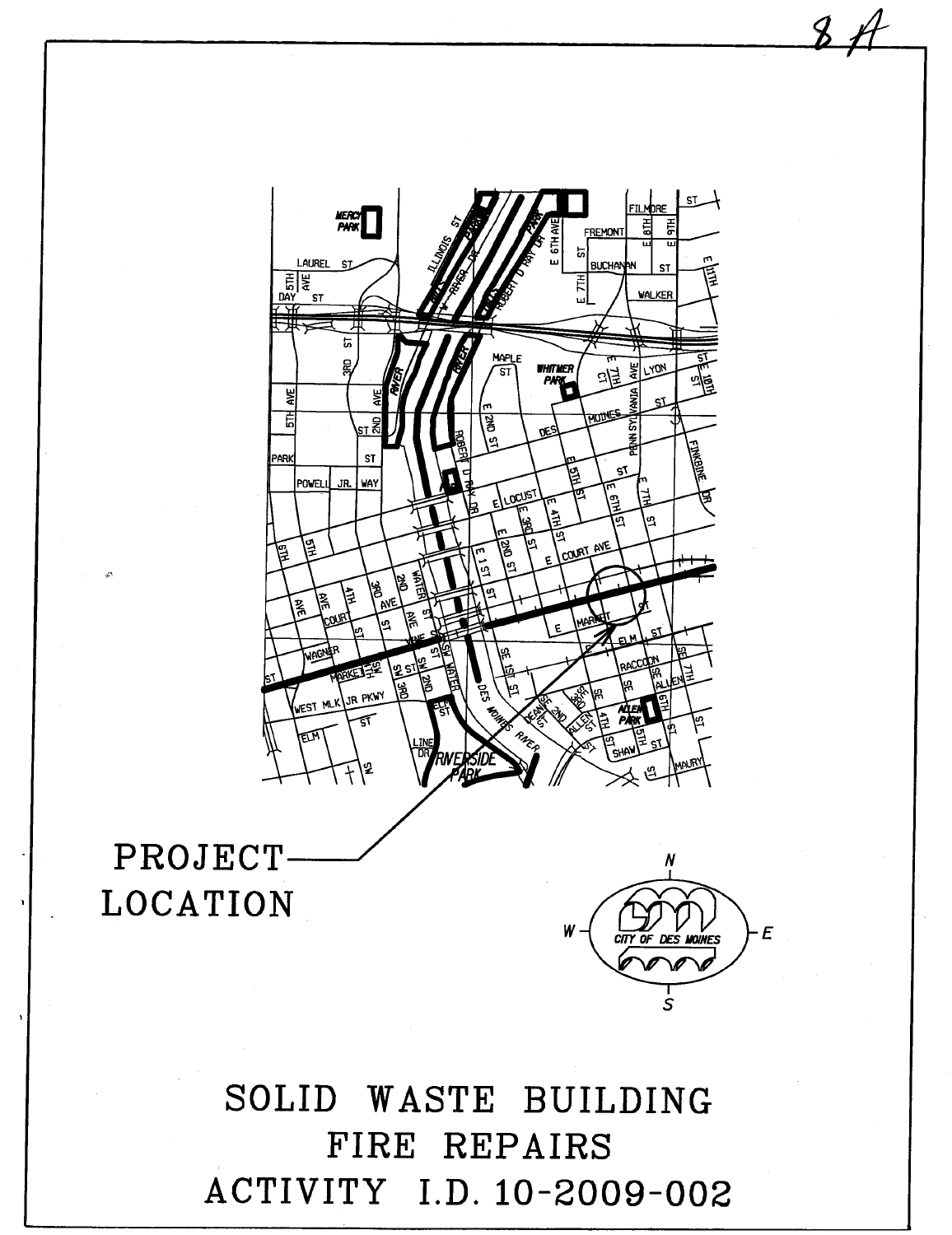8A

PROJECT LOCATION

# SOLID WASTE BUILDING FIRE REPAIRS ACTIVITY I.D. 10-2009-002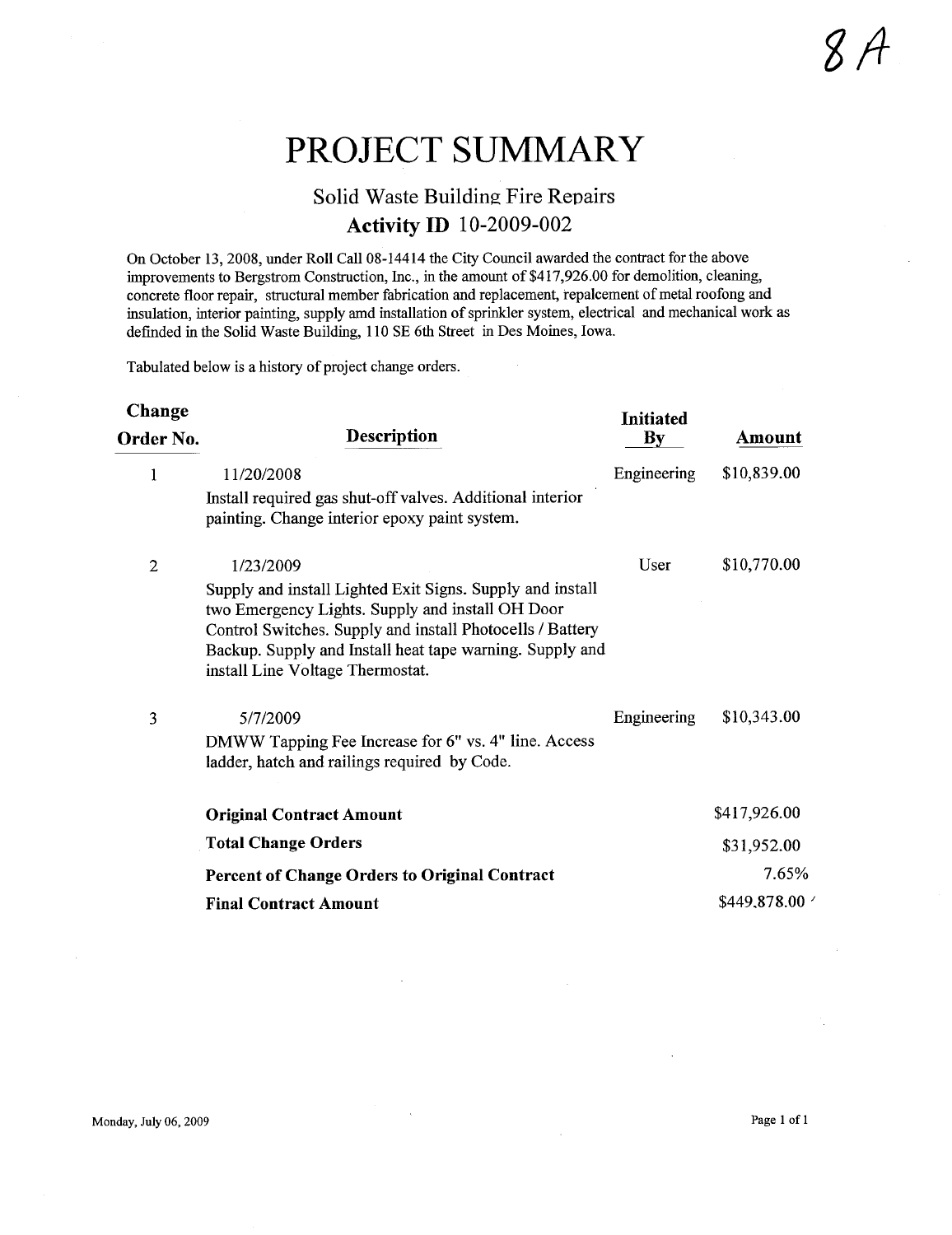8A

# PROJECT SUMMARY

## Solid Waste Building Fire Repairs

### Activity ID 10-2009-002

On October 13, 2008, under Roll Call 08-14414 the City Council awarded the contract for the above improvements to Bergstrom Construction, Inc., in the amount of $417,926.00 for demolition, cleaning, concrete floor repair, structural member fabrication and replacement, repalcement of metal roofong and insulation, interior painting, supply amd installation of sprinkler system, electrical and mechanical work as definded in the Solid Waste Building, 110 SE 6th Street in Des Moines, Iowa.

Tabulated below is a history of project change orders.

| Change Order No. | Description | Initiated By | Amount |
|---|---|---|---|
| 1 | 11/20/2008<br>Install required gas shut-off valves. Additional interior painting. Change interior epoxy paint system. | Engineering | $10,839.00 |
| 2 | 1/23/2009<br>Supply and install Lighted Exit Signs. Supply and install two Emergency Lights. Supply and install OH Door Control Switches. Supply and install Photocells / Battery Backup. Supply and Install heat tape warning. Supply and install Line Voltage Thermostat. | User | $10,770.00 |
| 3 | 5/7/2009<br>DMWW Tapping Fee Increase for 6" vs. 4" line. Access ladder, hatch and railings required by Code. | Engineering | $10,343.00 |
| | **Original Contract Amount** | | $417,926.00 |
| | **Total Change Orders** | | $31,952.00 |
| | **Percent of Change Orders to Original Contract** | | 7.65% |
| | **Final Contract Amount** | | $449,878.00 |

Monday, July 06, 2009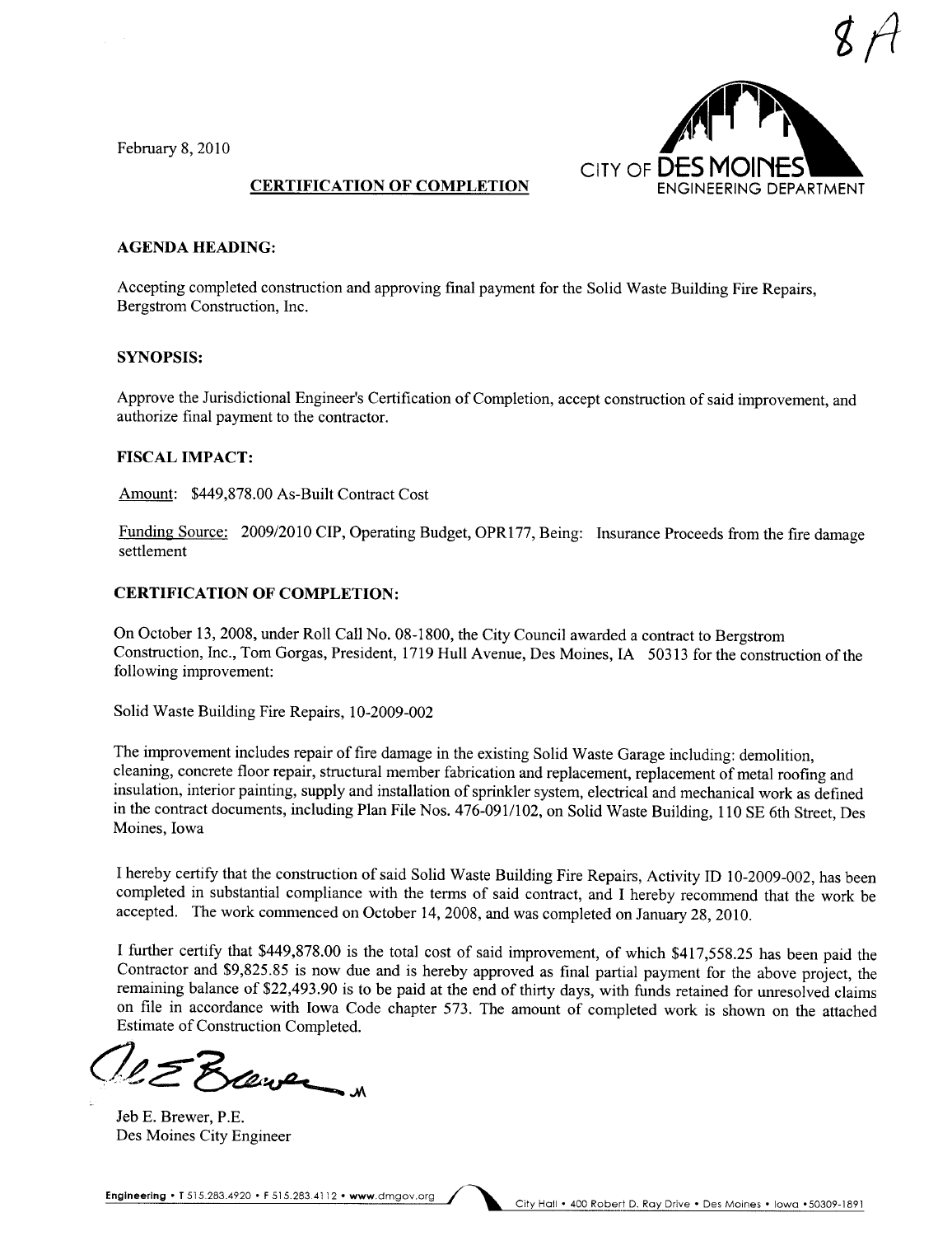8A

February 8, 2010

CITY OF DES MOINES
ENGINEERING DEPARTMENT

## CERTIFICATION OF COMPLETION

### AGENDA HEADING:

Accepting completed construction and approving final payment for the Solid Waste Building Fire Repairs, Bergstrom Construction, Inc.

### SYNOPSIS:

Approve the Jurisdictional Engineer's Certification of Completion, accept construction of said improvement, and authorize final payment to the contractor.

### FISCAL IMPACT:

Amount: $449,878.00 As-Built Contract Cost

Funding Source: 2009/2010 CIP, Operating Budget, OPR177, Being: Insurance Proceeds from the fire damage settlement

### CERTIFICATION OF COMPLETION:

On October 13, 2008, under Roll Call No. 08-1800, the City Council awarded a contract to Bergstrom Construction, Inc., Tom Gorgas, President, 1719 Hull Avenue, Des Moines, IA 50313 for the construction of the following improvement:

Solid Waste Building Fire Repairs, 10-2009-002

The improvement includes repair of fire damage in the existing Solid Waste Garage including: demolition, cleaning, concrete floor repair, structural member fabrication and replacement, replacement of metal roofing and insulation, interior painting, supply and installation of sprinkler system, electrical and mechanical work as defined in the contract documents, including Plan File Nos. 476-091/102, on Solid Waste Building, 110 SE 6th Street, Des Moines, Iowa

I hereby certify that the construction of said Solid Waste Building Fire Repairs, Activity ID 10-2009-002, has been completed in substantial compliance with the terms of said contract, and I hereby recommend that the work be accepted. The work commenced on October 14, 2008, and was completed on January 28, 2010.

I further certify that $449,878.00 is the total cost of said improvement, of which $417,558.25 has been paid the Contractor and $9,825.85 is now due and is hereby approved as final partial payment for the above project, the remaining balance of $22,493.90 is to be paid at the end of thirty days, with funds retained for unresolved claims on file in accordance with Iowa Code chapter 573. The amount of completed work is shown on the attached Estimate of Construction Completed.

Jeb E. Brewer, P.E.
Des Moines City Engineer

Engineering • T 515.283.4920 • F 515.283.4112 • www.dmgov.org City Hall • 400 Robert D. Ray Drive • Des Moines • Iowa • 50309-1891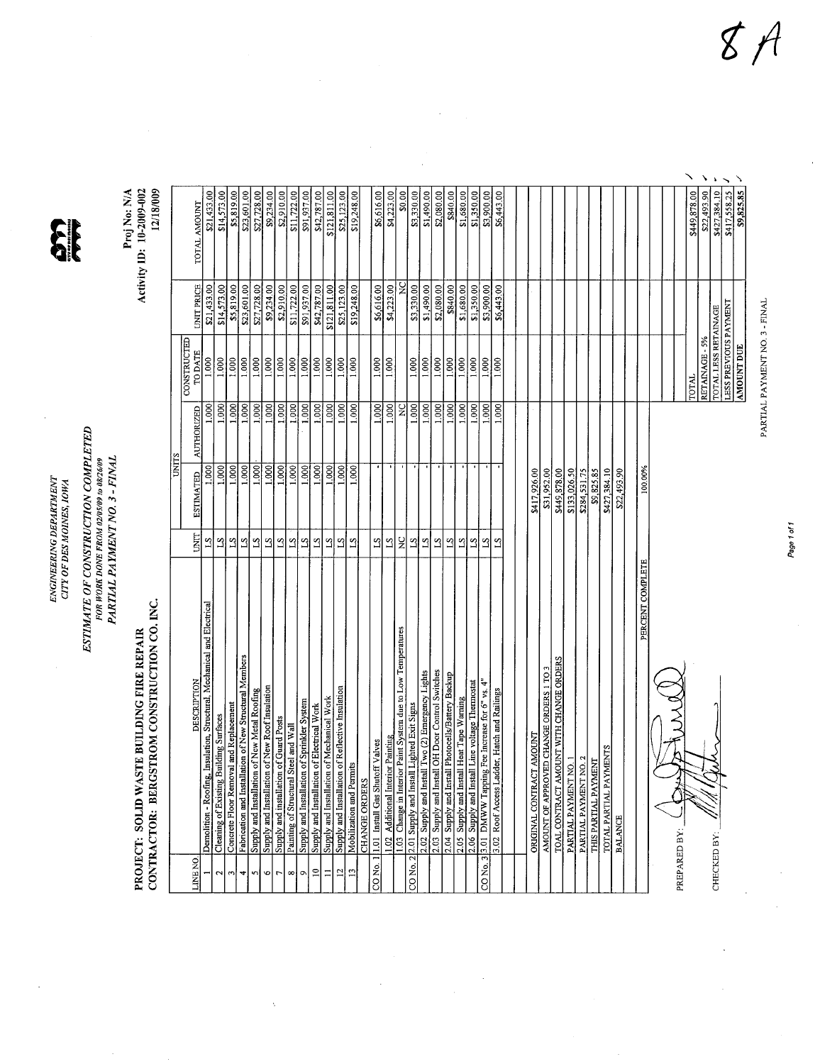ENGINEERING DEPARTMENT
CITY OF DES MOINES, IOWA

*ESTIMATE OF CONSTRUCTION COMPLETED*
*FOR WORK DONE FROM 02/05/09 to 08/26/09*
*PARTIAL PAYMENT NO. 3 - FINAL*

**PROJECT: SOLID WASTE BUILDING FIRE REPAIR**
**CONTRACTOR: BERGSTROM CONSTRUCTION CO. INC.**

**Proj No: N/A**
**Activity ID: 10-2009-002**
**12/18/009**

| LINE NO | DESCRIPTION | UNIT | UNITS ESTIMATED | UNITS AUTHORIZED | CONSTRUCTED TO DATE | UNIT PRICE | TOTAL AMOUNT |
|---|---|---|---|---|---|---|---|
| 1 | Demolition - Roofing, Insulation, Structural, Mechanical and Electrical | LS | 1.000 | 1.000 | 1.000 | $21,433.00 | $21,433.00 |
| 2 | Cleaning of Existing Building Surfaces | LS | 1.000 | 1.000 | 1.000 | $14,573.00 | $14,573.00 |
| 3 | Concrete Floor Removal and Replacement | LS | 1.000 | 1.000 | 1.000 | $5,819.00 | $5,819.00 |
| 4 | Fabrication and Installation of New Structural Members | LS | 1.000 | 1.000 | 1.000 | $23,601.00 | $23,601.00 |
| 5 | Supply and Installation of New Metal Roofing | LS | 1.000 | 1.000 | 1.000 | $27,728.00 | $27,728.00 |
| 6 | Supply and Installation of New Roof Insulation | LS | 1.000 | 1.000 | 1.000 | $9,234.00 | $9,234.00 |
| 7 | Supply and Installation of Guard Posts | LS | 1.000 | 1.000 | 1.000 | $2,910.00 | $2,910.00 |
| 8 | Painting of Structural Steel and Wall | LS | 1.000 | 1.000 | 1.000 | $11,722.00 | $11,722.00 |
| 9 | Supply and Installation of Sprinkler System | LS | 1.000 | 1.000 | 1.000 | $91,937.00 | $91,937.00 |
| 10 | Supply and Installation of Electrical Work | LS | 1.000 | 1.000 | 1.000 | $42,787.00 | $42,787.00 |
| 11 | Supply and Installation of Mechanical Work | LS | 1.000 | 1.000 | 1.000 | $121,811.00 | $121,811.00 |
| 12 | Supply and Installation of Reflective Insulation | LS | 1.000 | 1.000 | 1.000 | $25,123.00 | $25,123.00 |
| 13 | Mobilization and Permits | LS | 1.000 | 1.000 | 1.000 | $19,248.00 | $19,248.00 |
| | CHANGE ORDERS | | | | | | |
| CO No. 1 | 1.01 Install Gas Shutoff Valves | LS | - | 1.000 | 1.000 | $6,616.00 | $6,616.00 |
| | 1.02 Additional Interior Painting | LS | - | 1.000 | 1.000 | $4,223.00 | $4,223.00 |
| | 1.03 Change in Interior Paint System due to Low Temperatures | NC | - | NC | | NC | $0.00 |
| CO No. 2 | 2.01 Supply and Install Lighted Exit Signs | LS | - | 1.000 | 1.000 | $3,330.00 | $3,330.00 |
| | 2.02 Supply and Install Two (2) Emergency Lights | LS | - | 1.000 | 1.000 | $1,490.00 | $1,490.00 |
| | 2.03 Supply and Install OH Door Control Switches | LS | - | 1.000 | 1.000 | $2,080.00 | $2,080.00 |
| | 2.04 Supply and Install Photocells/Battery Backup | LS | - | 1.000 | 1.000 | $840.00 | $840.00 |
| | 2.05 Supply and Install Heat Tape Warning | LS | - | 1.000 | 1.000 | $1,680.00 | $1,680.00 |
| | 2.06 Supply and Install Line voltage Thermostat | LS | - | 1.000 | 1.000 | $1,350.00 | $1,350.00 |
| CO No. 3 | 3.01 DMWW Tapping Fee Increase for 6" vs. 4" | LS | - | 1.000 | 1.000 | $3,900.00 | $3,900.00 |
| | 3.02 Roof Access Ladder, Hatch and Railings | LS | - | 1.000 | 1.000 | $6,443.00 | $6,443.00 |
| | ORIGINAL CONTRACT AMOUNT | | $417,926.00 | | | | |
| | AMOUNT OF APPROVED CHANGE ORDERS 1 TO 3 | | $31,952.00 | | | | |
| | TOAL CONTRACT AMOUNT WITH CHANGE ORDERS | | $449,878.00 | | | | |
| | PARTIAL PAYMENT NO. 1 | | $133,026.50 | | | | |
| | PARTIAL PAYMENT NO. 2 | | $284,531.75 | | | | |
| | THIS PARTIAL PAYMENT | | $9,825.85 | | | | |
| | TOTAL PARTIAL PAYMENTS | | $427,384.10 | | | | |
| | BALANCE | | $22,493.90 | | TOTAL | | $449,878.00 |
| | | | | | RETAINAGE - 5% | | $22,493.90 |
| | | | | | TOTAL LESS RETAINAGE | | $427,384.10 |
| | | | | | LESS PREVIOUS PAYMENT | | $417,558.25 |
| | PERCENT COMPLETE | | 100.00% | | AMOUNT DUE | | $9,825.85 |

PREPARED BY: ____________________

CHECKED BY: ____________________

PARTIAL PAYMENT NO. 3 - FINAL

8A